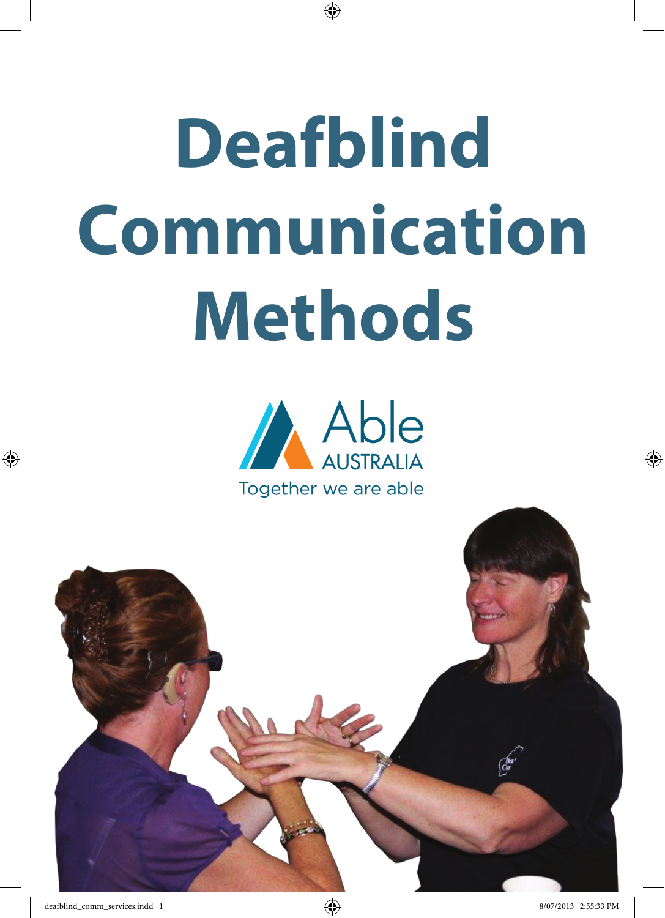# Deafblind Communication Methods

Able AUSTRALIA

Together we are able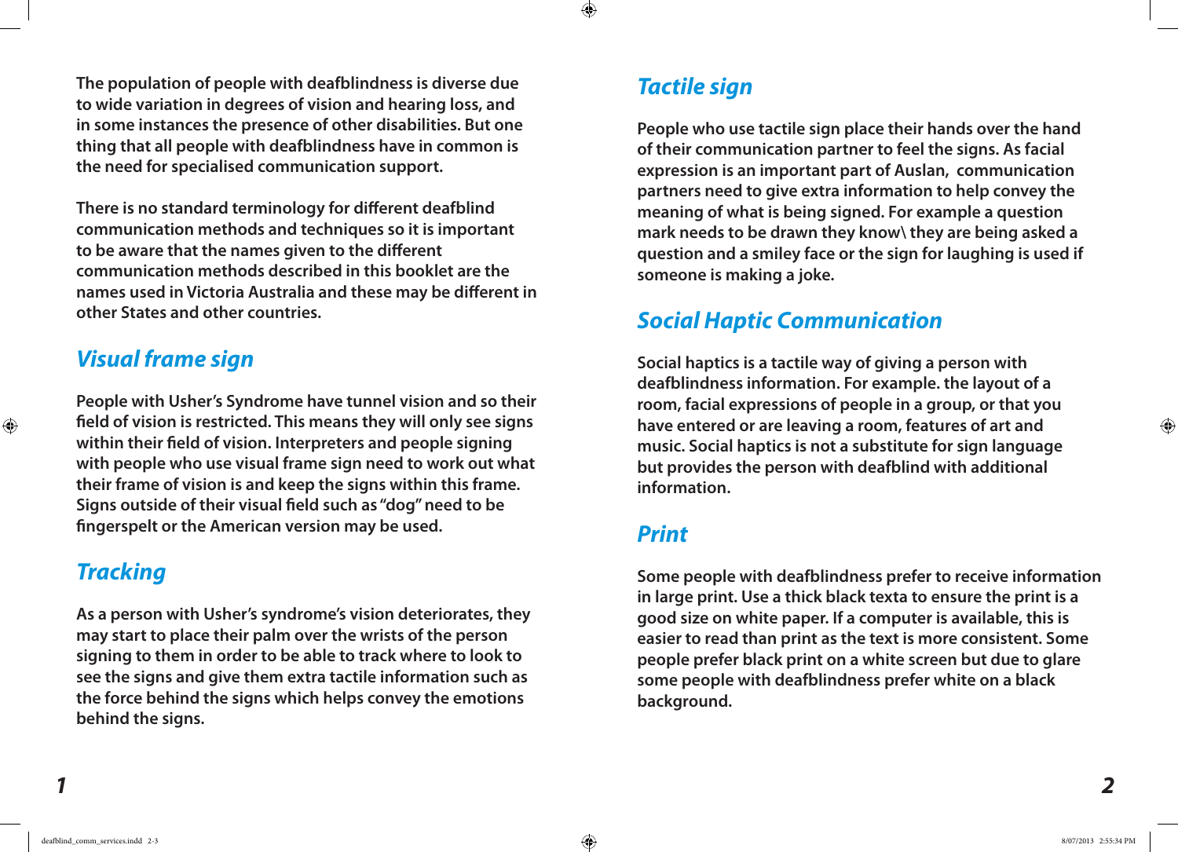The population of people with deafblindness is diverse due to wide variation in degrees of vision and hearing loss, and in some instances the presence of other disabilities. But one thing that all people with deafblindness have in common is the need for specialised communication support.

There is no standard terminology for different deafblind communication methods and techniques so it is important to be aware that the names given to the different communication methods described in this booklet are the names used in Victoria Australia and these may be different in other States and other countries.

## *Visual frame sign*

People with Usher's Syndrome have tunnel vision and so their field of vision is restricted. This means they will only see signs within their field of vision. Interpreters and people signing with people who use visual frame sign need to work out what their frame of vision is and keep the signs within this frame. Signs outside of their visual field such as "dog" need to be fingerspelt or the American version may be used.

## *Tracking*

As a person with Usher's syndrome's vision deteriorates, they may start to place their palm over the wrists of the person signing to them in order to be able to track where to look to see the signs and give them extra tactile information such as the force behind the signs which helps convey the emotions behind the signs.

## *Tactile sign*

People who use tactile sign place their hands over the hand of their communication partner to feel the signs. As facial expression is an important part of Auslan,  communication partners need to give extra information to help convey the meaning of what is being signed. For example a question mark needs to be drawn they know\ they are being asked a question and a smiley face or the sign for laughing is used if someone is making a joke.

## *Social Haptic Communication*

Social haptics is a tactile way of giving a person with deafblindness information. For example. the layout of a room, facial expressions of people in a group, or that you have entered or are leaving a room, features of art and music. Social haptics is not a substitute for sign language but provides the person with deafblind with additional information.

## *Print*

Some people with deafblindness prefer to receive information in large print. Use a thick black texta to ensure the print is a good size on white paper. If a computer is available, this is easier to read than print as the text is more consistent. Some people prefer black print on a white screen but due to glare some people with deafblindness prefer white on a black background.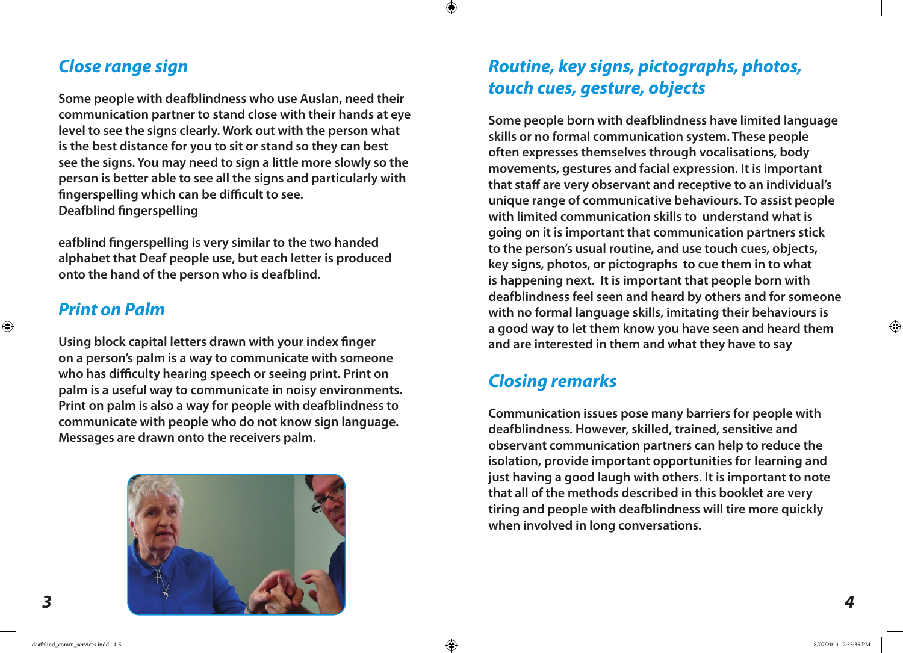## Close range sign

Some people with deafblindness who use Auslan, need their communication partner to stand close with their hands at eye level to see the signs clearly. Work out with the person what is the best distance for you to sit or stand so they can best see the signs. You may need to sign a little more slowly so the person is better able to see all the signs and particularly with fingerspelling which can be difficult to see.
Deafblind fingerspelling

eafblind fingerspelling is very similar to the two handed alphabet that Deaf people use, but each letter is produced onto the hand of the person who is deafblind.

## Print on Palm

Using block capital letters drawn with your index finger on a person's palm is a way to communicate with someone who has difficulty hearing speech or seeing print. Print on palm is a useful way to communicate in noisy environments. Print on palm is also a way for people with deafblindness to communicate with people who do not know sign language. Messages are drawn onto the receivers palm.

## Routine, key signs, pictographs, photos, touch cues, gesture, objects

Some people born with deafblindness have limited language skills or no formal communication system. These people often expresses themselves through vocalisations, body movements, gestures and facial expression. It is important that staff are very observant and receptive to an individual's unique range of communicative behaviours. To assist people with limited communication skills to understand what is going on it is important that communication partners stick to the person's usual routine, and use touch cues, objects, key signs, photos, or pictographs to cue them in to what is happening next. It is important that people born with deafblindness feel seen and heard by others and for someone with no formal language skills, imitating their behaviours is a good way to let them know you have seen and heard them and are interested in them and what they have to say

## Closing remarks

Communication issues pose many barriers for people with deafblindness. However, skilled, trained, sensitive and observant communication partners can help to reduce the isolation, provide important opportunities for learning and just having a good laugh with others. It is important to note that all of the methods described in this booklet are very tiring and people with deafblindness will tire more quickly when involved in long conversations.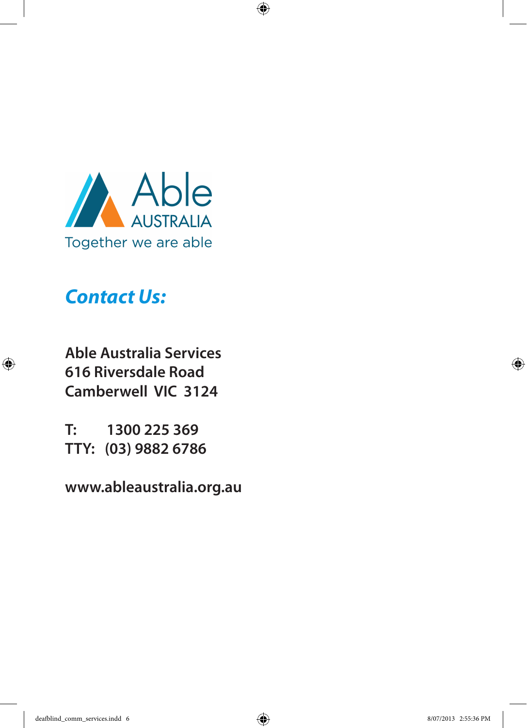Able
AUSTRALIA
Together we are able

## *Contact Us:*

**Able Australia Services**
**616 Riversdale Road**
**Camberwell VIC 3124**

**T: 1300 225 369**
**TTY: (03) 9882 6786**

**www.ableaustralia.org.au**